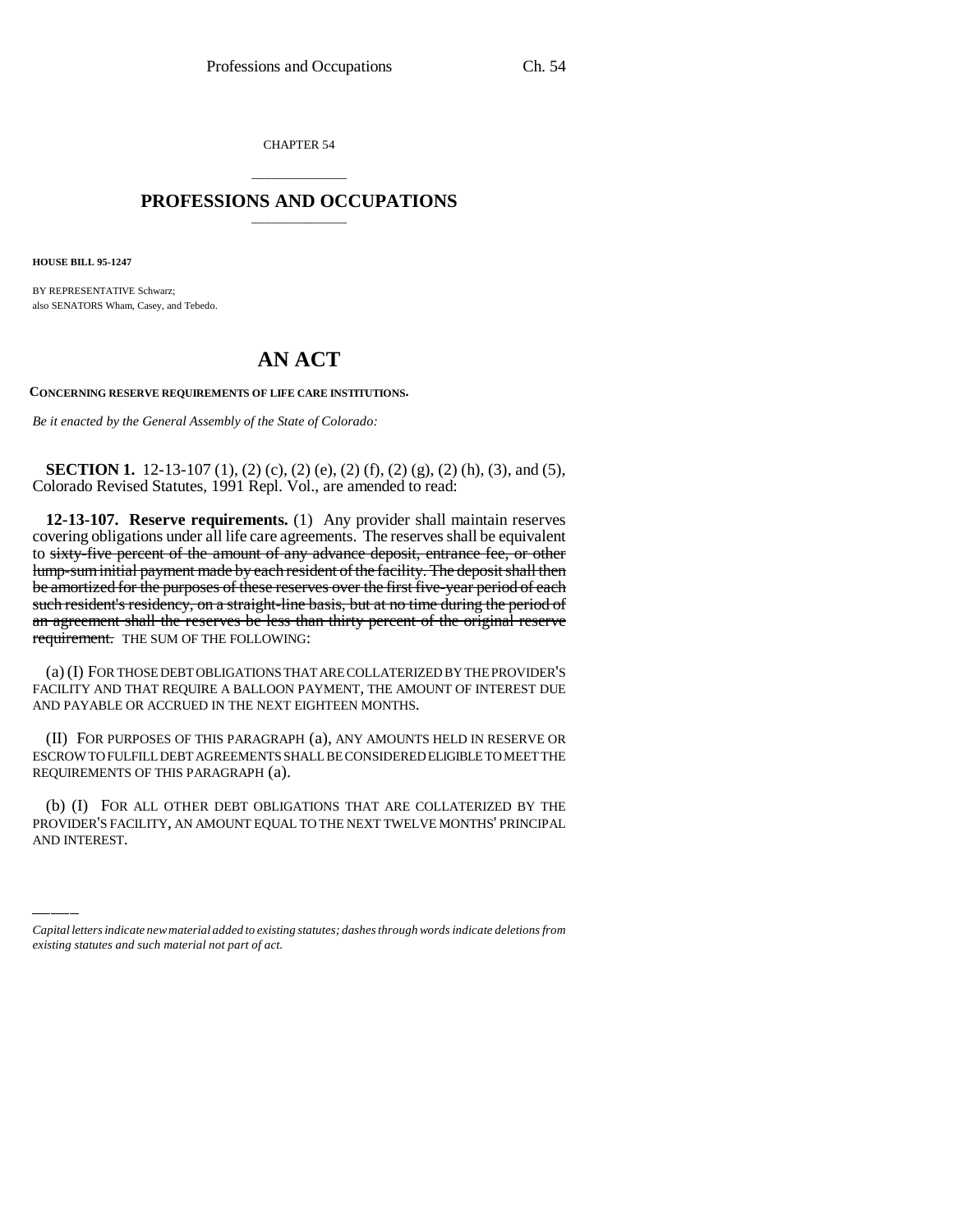CHAPTER 54

## PROFESSIONS AND OCCUPATIONS

**HOUSE BILL 95-1247**

BY REPRESENTATIVE Schwarz;
also SENATORS Wham, Casey, and Tebedo.

# AN ACT

**CONCERNING RESERVE REQUIREMENTS OF LIFE CARE INSTITUTIONS.**

*Be it enacted by the General Assembly of the State of Colorado:*

**SECTION 1.** 12-13-107 (1), (2) (c), (2) (e), (2) (f), (2) (g), (2) (h), (3), and (5), Colorado Revised Statutes, 1991 Repl. Vol., are amended to read:

**12-13-107. Reserve requirements.** (1) Any provider shall maintain reserves covering obligations under all life care agreements. The reserves shall be equivalent to ~~sixty-five percent of the amount of any advance deposit, entrance fee, or other lump-sum initial payment made by each resident of the facility. The deposit shall then be amortized for the purposes of these reserves over the first five-year period of each such resident's residency, on a straight-line basis, but at no time during the period of an agreement shall the reserves be less than thirty percent of the original reserve requirement.~~ THE SUM OF THE FOLLOWING:

(a) (I) FOR THOSE DEBT OBLIGATIONS THAT ARE COLLATERIZED BY THE PROVIDER'S FACILITY AND THAT REQUIRE A BALLOON PAYMENT, THE AMOUNT OF INTEREST DUE AND PAYABLE OR ACCRUED IN THE NEXT EIGHTEEN MONTHS.

(II) FOR PURPOSES OF THIS PARAGRAPH (a), ANY AMOUNTS HELD IN RESERVE OR ESCROW TO FULFILL DEBT AGREEMENTS SHALL BE CONSIDERED ELIGIBLE TO MEET THE REQUIREMENTS OF THIS PARAGRAPH (a).

(b) (I) FOR ALL OTHER DEBT OBLIGATIONS THAT ARE COLLATERIZED BY THE PROVIDER'S FACILITY, AN AMOUNT EQUAL TO THE NEXT TWELVE MONTHS' PRINCIPAL AND INTEREST.

*Capital letters indicate new material added to existing statutes; dashes through words indicate deletions from existing statutes and such material not part of act.*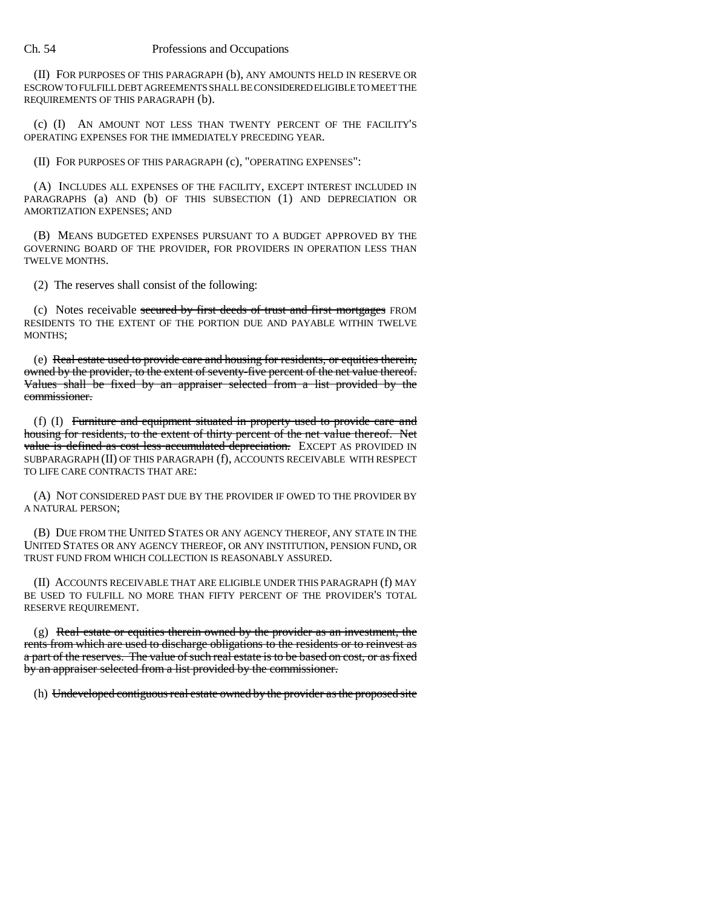(II) FOR PURPOSES OF THIS PARAGRAPH (b), ANY AMOUNTS HELD IN RESERVE OR ESCROW TO FULFILL DEBT AGREEMENTS SHALL BE CONSIDERED ELIGIBLE TO MEET THE REQUIREMENTS OF THIS PARAGRAPH (b).

(c) (I) AN AMOUNT NOT LESS THAN TWENTY PERCENT OF THE FACILITY'S OPERATING EXPENSES FOR THE IMMEDIATELY PRECEDING YEAR.

(II) FOR PURPOSES OF THIS PARAGRAPH (c), "OPERATING EXPENSES":

(A) INCLUDES ALL EXPENSES OF THE FACILITY, EXCEPT INTEREST INCLUDED IN PARAGRAPHS (a) AND (b) OF THIS SUBSECTION (1) AND DEPRECIATION OR AMORTIZATION EXPENSES; AND

(B) MEANS BUDGETED EXPENSES PURSUANT TO A BUDGET APPROVED BY THE GOVERNING BOARD OF THE PROVIDER, FOR PROVIDERS IN OPERATION LESS THAN TWELVE MONTHS.

(2) The reserves shall consist of the following:

(c) Notes receivable ~~secured by first deeds of trust and first mortgages~~ FROM RESIDENTS TO THE EXTENT OF THE PORTION DUE AND PAYABLE WITHIN TWELVE MONTHS;

(e) ~~Real estate used to provide care and housing for residents, or equities therein, owned by the provider, to the extent of seventy-five percent of the net value thereof. Values shall be fixed by an appraiser selected from a list provided by the commissioner.~~

(f) (I) ~~Furniture and equipment situated in property used to provide care and housing for residents, to the extent of thirty percent of the net value thereof. Net value is defined as cost less accumulated depreciation.~~ EXCEPT AS PROVIDED IN SUBPARAGRAPH (II) OF THIS PARAGRAPH (f), ACCOUNTS RECEIVABLE WITH RESPECT TO LIFE CARE CONTRACTS THAT ARE:

(A) NOT CONSIDERED PAST DUE BY THE PROVIDER IF OWED TO THE PROVIDER BY A NATURAL PERSON;

(B) DUE FROM THE UNITED STATES OR ANY AGENCY THEREOF, ANY STATE IN THE UNITED STATES OR ANY AGENCY THEREOF, OR ANY INSTITUTION, PENSION FUND, OR TRUST FUND FROM WHICH COLLECTION IS REASONABLY ASSURED.

(II) ACCOUNTS RECEIVABLE THAT ARE ELIGIBLE UNDER THIS PARAGRAPH (f) MAY BE USED TO FULFILL NO MORE THAN FIFTY PERCENT OF THE PROVIDER'S TOTAL RESERVE REQUIREMENT.

(g) ~~Real estate or equities therein owned by the provider as an investment, the rents from which are used to discharge obligations to the residents or to reinvest as a part of the reserves. The value of such real estate is to be based on cost, or as fixed by an appraiser selected from a list provided by the commissioner.~~

(h) ~~Undeveloped contiguous real estate owned by the provider as the proposed site~~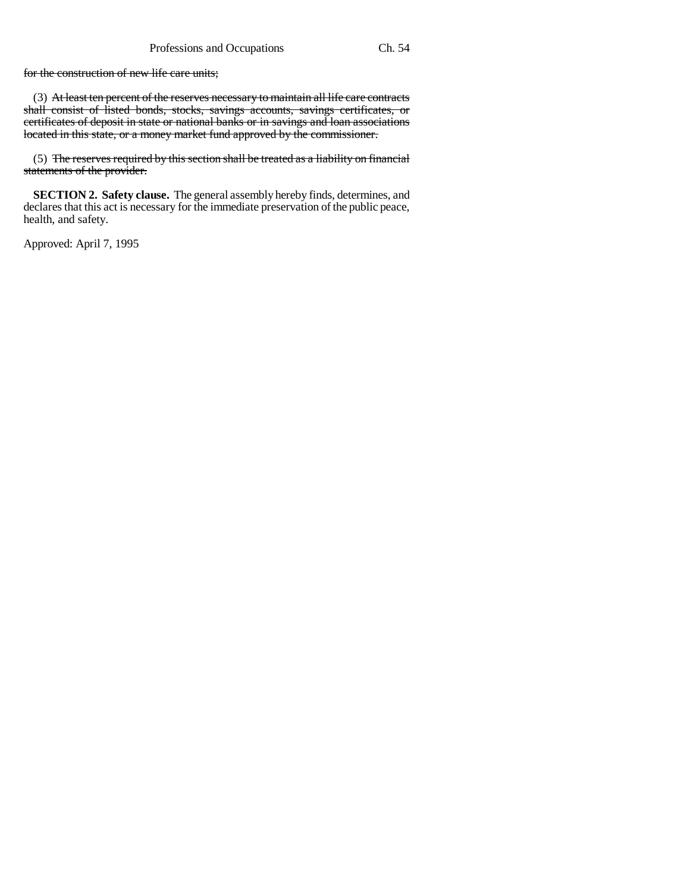~~for the construction of new life care units;~~

(3) ~~At least ten percent of the reserves necessary to maintain all life care contracts shall consist of listed bonds, stocks, savings accounts, savings certificates, or certificates of deposit in state or national banks or in savings and loan associations located in this state, or a money market fund approved by the commissioner.~~

(5) ~~The reserves required by this section shall be treated as a liability on financial statements of the provider.~~

**SECTION 2. Safety clause.** The general assembly hereby finds, determines, and declares that this act is necessary for the immediate preservation of the public peace, health, and safety.

Approved: April 7, 1995